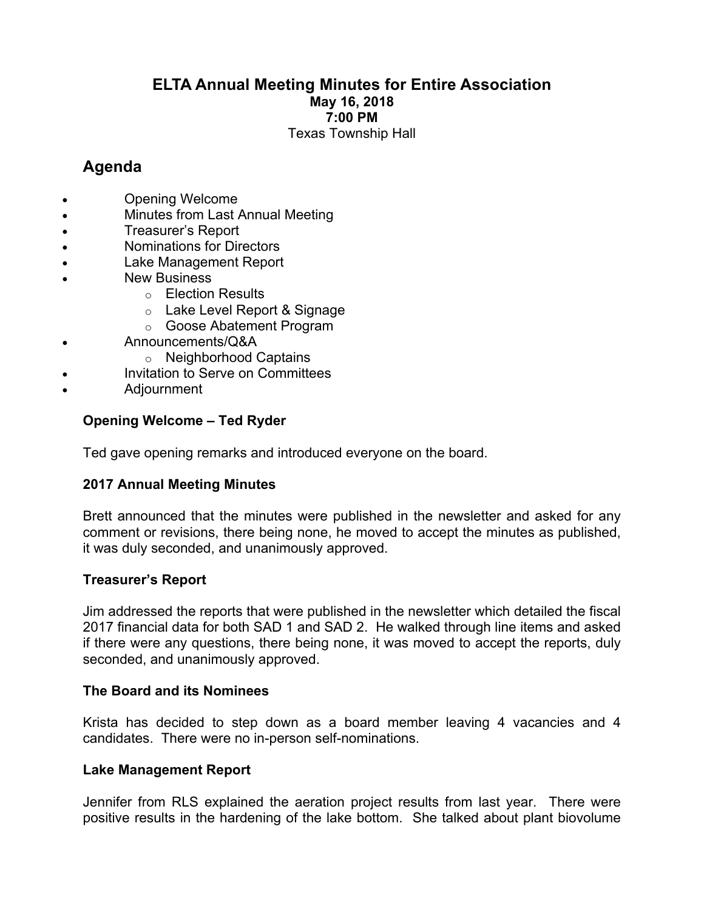# ELTA Annual Meeting Minutes for Entire Association

**May 16, 2018**
**7:00 PM**
Texas Township Hall

## Agenda

- Opening Welcome
- Minutes from Last Annual Meeting
- Treasurer's Report
- Nominations for Directors
- Lake Management Report
- New Business
  - Election Results
  - Lake Level Report & Signage
  - Goose Abatement Program
- Announcements/Q&A
  - Neighborhood Captains
- Invitation to Serve on Committees
- Adjournment

### Opening Welcome – Ted Ryder

Ted gave opening remarks and introduced everyone on the board.

### 2017 Annual Meeting Minutes

Brett announced that the minutes were published in the newsletter and asked for any comment or revisions, there being none, he moved to accept the minutes as published, it was duly seconded, and unanimously approved.

### Treasurer's Report

Jim addressed the reports that were published in the newsletter which detailed the fiscal 2017 financial data for both SAD 1 and SAD 2. He walked through line items and asked if there were any questions, there being none, it was moved to accept the reports, duly seconded, and unanimously approved.

### The Board and its Nominees

Krista has decided to step down as a board member leaving 4 vacancies and 4 candidates. There were no in-person self-nominations.

### Lake Management Report

Jennifer from RLS explained the aeration project results from last year. There were positive results in the hardening of the lake bottom. She talked about plant biovolume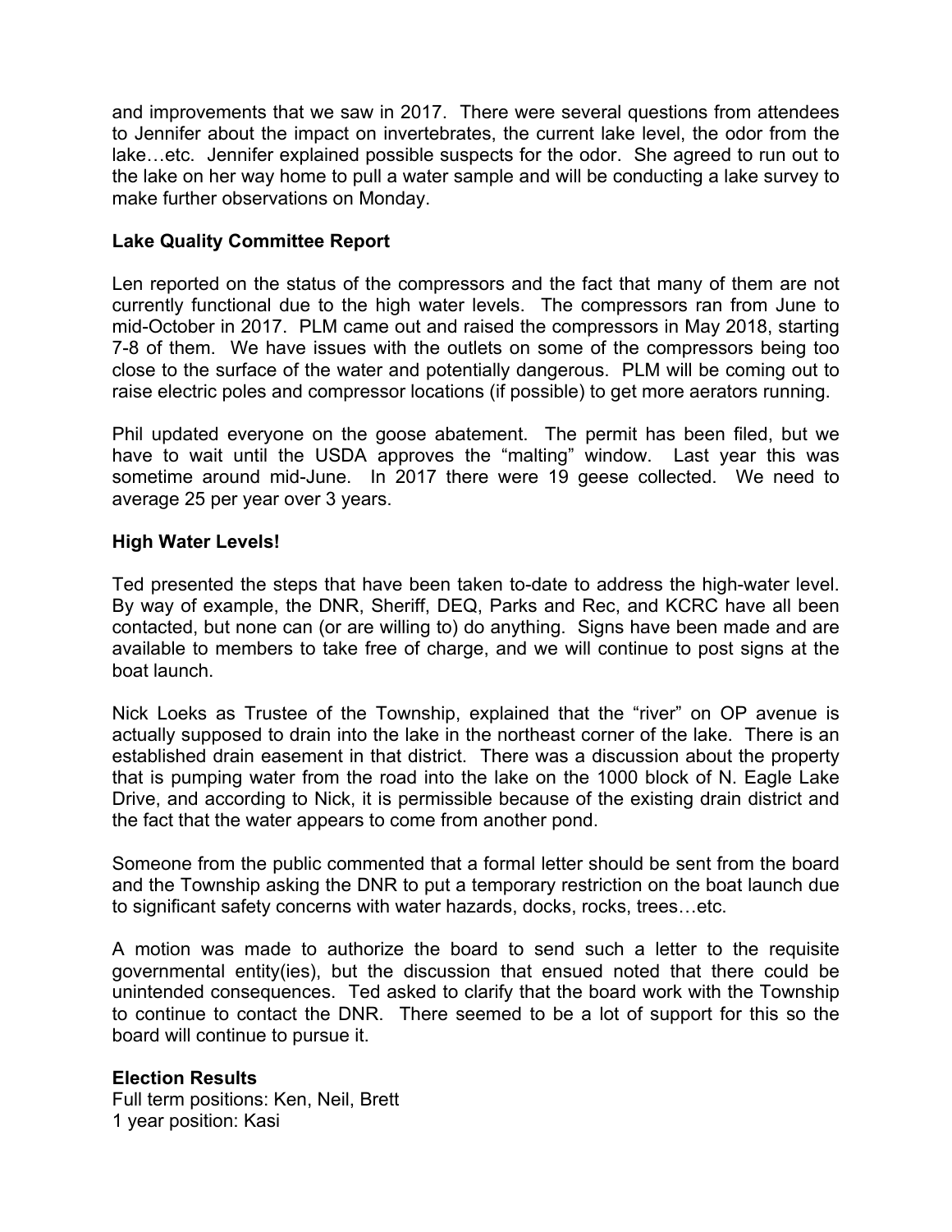and improvements that we saw in 2017. There were several questions from attendees to Jennifer about the impact on invertebrates, the current lake level, the odor from the lake…etc. Jennifer explained possible suspects for the odor. She agreed to run out to the lake on her way home to pull a water sample and will be conducting a lake survey to make further observations on Monday.

**Lake Quality Committee Report**

Len reported on the status of the compressors and the fact that many of them are not currently functional due to the high water levels. The compressors ran from June to mid-October in 2017. PLM came out and raised the compressors in May 2018, starting 7-8 of them. We have issues with the outlets on some of the compressors being too close to the surface of the water and potentially dangerous. PLM will be coming out to raise electric poles and compressor locations (if possible) to get more aerators running.

Phil updated everyone on the goose abatement. The permit has been filed, but we have to wait until the USDA approves the "malting" window. Last year this was sometime around mid-June. In 2017 there were 19 geese collected. We need to average 25 per year over 3 years.

**High Water Levels!**

Ted presented the steps that have been taken to-date to address the high-water level. By way of example, the DNR, Sheriff, DEQ, Parks and Rec, and KCRC have all been contacted, but none can (or are willing to) do anything. Signs have been made and are available to members to take free of charge, and we will continue to post signs at the boat launch.

Nick Loeks as Trustee of the Township, explained that the "river" on OP avenue is actually supposed to drain into the lake in the northeast corner of the lake. There is an established drain easement in that district. There was a discussion about the property that is pumping water from the road into the lake on the 1000 block of N. Eagle Lake Drive, and according to Nick, it is permissible because of the existing drain district and the fact that the water appears to come from another pond.

Someone from the public commented that a formal letter should be sent from the board and the Township asking the DNR to put a temporary restriction on the boat launch due to significant safety concerns with water hazards, docks, rocks, trees…etc.

A motion was made to authorize the board to send such a letter to the requisite governmental entity(ies), but the discussion that ensued noted that there could be unintended consequences. Ted asked to clarify that the board work with the Township to continue to contact the DNR. There seemed to be a lot of support for this so the board will continue to pursue it.

**Election Results**

Full term positions: Ken, Neil, Brett
1 year position: Kasi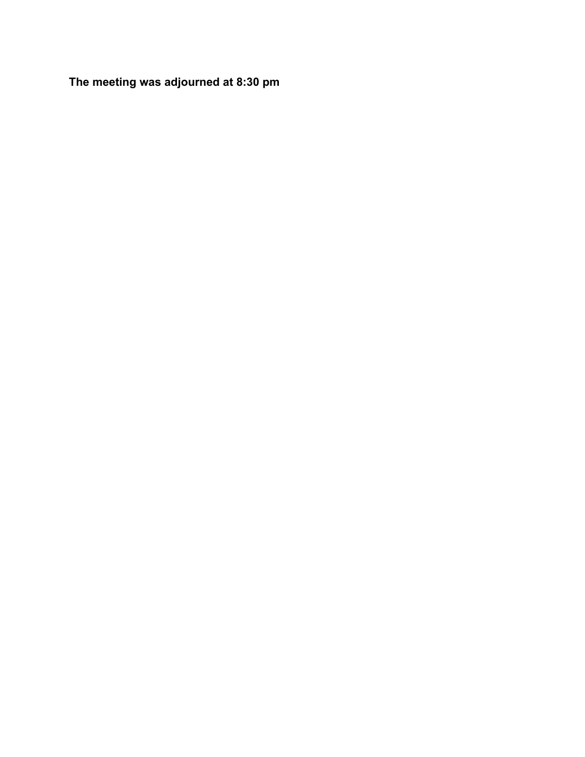**The meeting was adjourned at 8:30 pm**